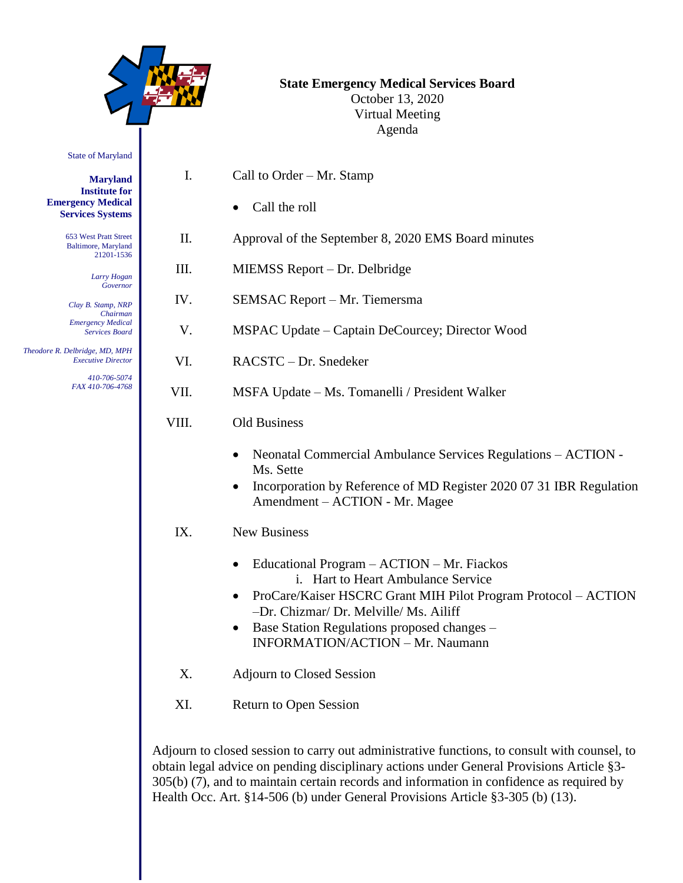State of Maryland

**Maryland Institute for Emergency Medical Services Systems**

653 West Pratt Street
Baltimore, Maryland
21201-1536

*Larry Hogan*
*Governor*

*Clay B. Stamp, NRP*
*Chairman*
*Emergency Medical Services Board*

*Theodore R. Delbridge, MD, MPH*
*Executive Director*

*410-706-5074*
*FAX 410-706-4768*

# State Emergency Medical Services Board

October 13, 2020
Virtual Meeting
Agenda

I. Call to Order – Mr. Stamp

- Call the roll

II. Approval of the September 8, 2020 EMS Board minutes

III. MIEMSS Report – Dr. Delbridge

IV. SEMSAC Report – Mr. Tiemersma

V. MSPAC Update – Captain DeCourcey; Director Wood

VI. RACSTC – Dr. Snedeker

VII. MSFA Update – Ms. Tomanelli / President Walker

VIII. Old Business

- Neonatal Commercial Ambulance Services Regulations – ACTION - Ms. Sette
- Incorporation by Reference of MD Register 2020 07 31 IBR Regulation Amendment – ACTION - Mr. Magee

IX. New Business

- Educational Program – ACTION – Mr. Fiackos
  - i. Hart to Heart Ambulance Service
- ProCare/Kaiser HSCRC Grant MIH Pilot Program Protocol – ACTION –Dr. Chizmar/ Dr. Melville/ Ms. Ailiff
- Base Station Regulations proposed changes – INFORMATION/ACTION – Mr. Naumann

X. Adjourn to Closed Session

XI. Return to Open Session

Adjourn to closed session to carry out administrative functions, to consult with counsel, to obtain legal advice on pending disciplinary actions under General Provisions Article §3-305(b) (7), and to maintain certain records and information in confidence as required by Health Occ. Art. §14-506 (b) under General Provisions Article §3-305 (b) (13).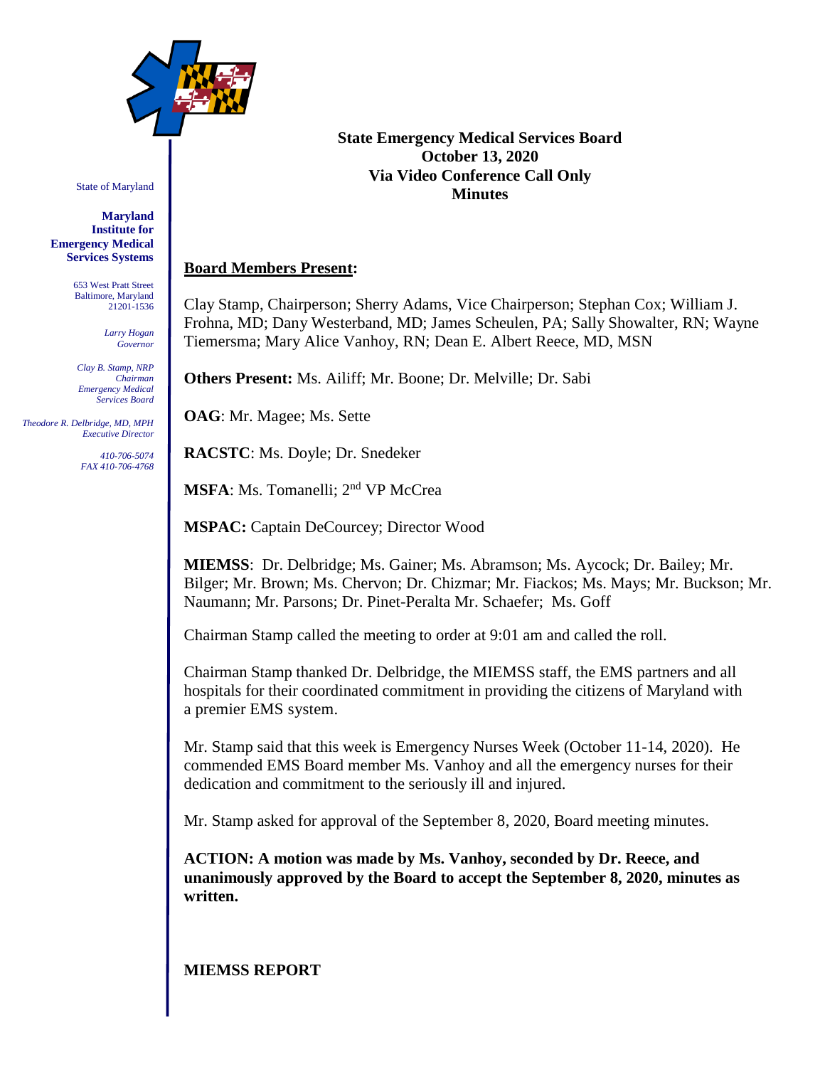State of Maryland

**Maryland Institute for Emergency Medical Services Systems**

653 West Pratt Street
Baltimore, Maryland
21201-1536

*Larry Hogan*
*Governor*

*Clay B. Stamp, NRP*
*Chairman*
*Emergency Medical Services Board*

*Theodore R. Delbridge, MD, MPH*
*Executive Director*

*410-706-5074*
*FAX 410-706-4768*

**State Emergency Medical Services Board**
**October 13, 2020**
**Via Video Conference Call Only**
**Minutes**

## Board Members Present:

Clay Stamp, Chairperson; Sherry Adams, Vice Chairperson; Stephan Cox; William J. Frohna, MD; Dany Westerband, MD; James Scheulen, PA; Sally Showalter, RN; Wayne Tiemersma; Mary Alice Vanhoy, RN; Dean E. Albert Reece, MD, MSN

**Others Present:** Ms. Ailiff; Mr. Boone; Dr. Melville; Dr. Sabi

**OAG**: Mr. Magee; Ms. Sette

**RACSTC**: Ms. Doyle; Dr. Snedeker

**MSFA**: Ms. Tomanelli; 2nd VP McCrea

**MSPAC:** Captain DeCourcey; Director Wood

**MIEMSS**: Dr. Delbridge; Ms. Gainer; Ms. Abramson; Ms. Aycock; Dr. Bailey; Mr. Bilger; Mr. Brown; Ms. Chervon; Dr. Chizmar; Mr. Fiackos; Ms. Mays; Mr. Buckson; Mr. Naumann; Mr. Parsons; Dr. Pinet-Peralta Mr. Schaefer; Ms. Goff

Chairman Stamp called the meeting to order at 9:01 am and called the roll.

Chairman Stamp thanked Dr. Delbridge, the MIEMSS staff, the EMS partners and all hospitals for their coordinated commitment in providing the citizens of Maryland with a premier EMS system.

Mr. Stamp said that this week is Emergency Nurses Week (October 11-14, 2020). He commended EMS Board member Ms. Vanhoy and all the emergency nurses for their dedication and commitment to the seriously ill and injured.

Mr. Stamp asked for approval of the September 8, 2020, Board meeting minutes.

**ACTION: A motion was made by Ms. Vanhoy, seconded by Dr. Reece, and unanimously approved by the Board to accept the September 8, 2020, minutes as written.**

**MIEMSS REPORT**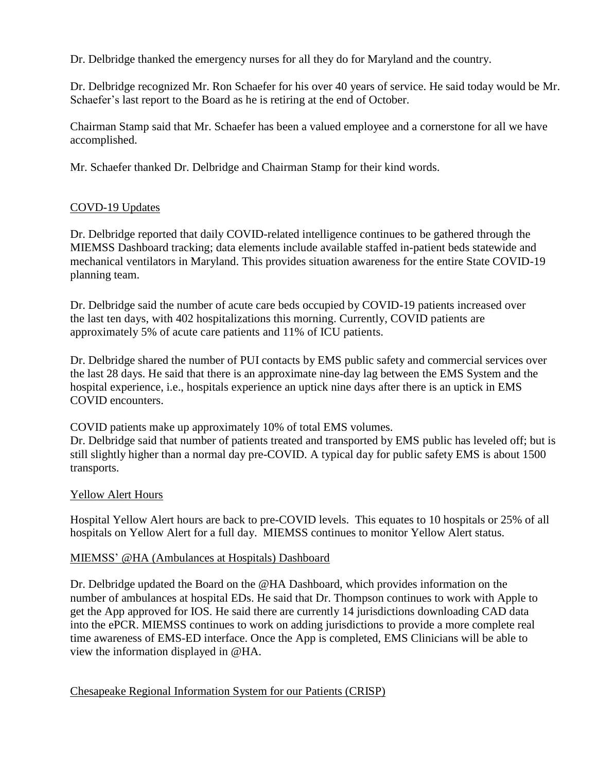Dr. Delbridge thanked the emergency nurses for all they do for Maryland and the country.

Dr. Delbridge recognized Mr. Ron Schaefer for his over 40 years of service. He said today would be Mr. Schaefer's last report to the Board as he is retiring at the end of October.

Chairman Stamp said that Mr. Schaefer has been a valued employee and a cornerstone for all we have accomplished.

Mr. Schaefer thanked Dr. Delbridge and Chairman Stamp for their kind words.

## COVD-19 Updates

Dr. Delbridge reported that daily COVID-related intelligence continues to be gathered through the MIEMSS Dashboard tracking; data elements include available staffed in-patient beds statewide and mechanical ventilators in Maryland. This provides situation awareness for the entire State COVID-19 planning team.

Dr. Delbridge said the number of acute care beds occupied by COVID-19 patients increased over the last ten days, with 402 hospitalizations this morning. Currently, COVID patients are approximately 5% of acute care patients and 11% of ICU patients.

Dr. Delbridge shared the number of PUI contacts by EMS public safety and commercial services over the last 28 days. He said that there is an approximate nine-day lag between the EMS System and the hospital experience, i.e., hospitals experience an uptick nine days after there is an uptick in EMS COVID encounters.

COVID patients make up approximately 10% of total EMS volumes.
Dr. Delbridge said that number of patients treated and transported by EMS public has leveled off; but is still slightly higher than a normal day pre-COVID. A typical day for public safety EMS is about 1500 transports.

## Yellow Alert Hours

Hospital Yellow Alert hours are back to pre-COVID levels. This equates to 10 hospitals or 25% of all hospitals on Yellow Alert for a full day. MIEMSS continues to monitor Yellow Alert status.

## MIEMSS' @HA (Ambulances at Hospitals) Dashboard

Dr. Delbridge updated the Board on the @HA Dashboard, which provides information on the number of ambulances at hospital EDs. He said that Dr. Thompson continues to work with Apple to get the App approved for IOS. He said there are currently 14 jurisdictions downloading CAD data into the ePCR. MIEMSS continues to work on adding jurisdictions to provide a more complete real time awareness of EMS-ED interface. Once the App is completed, EMS Clinicians will be able to view the information displayed in @HA.

## Chesapeake Regional Information System for our Patients (CRISP)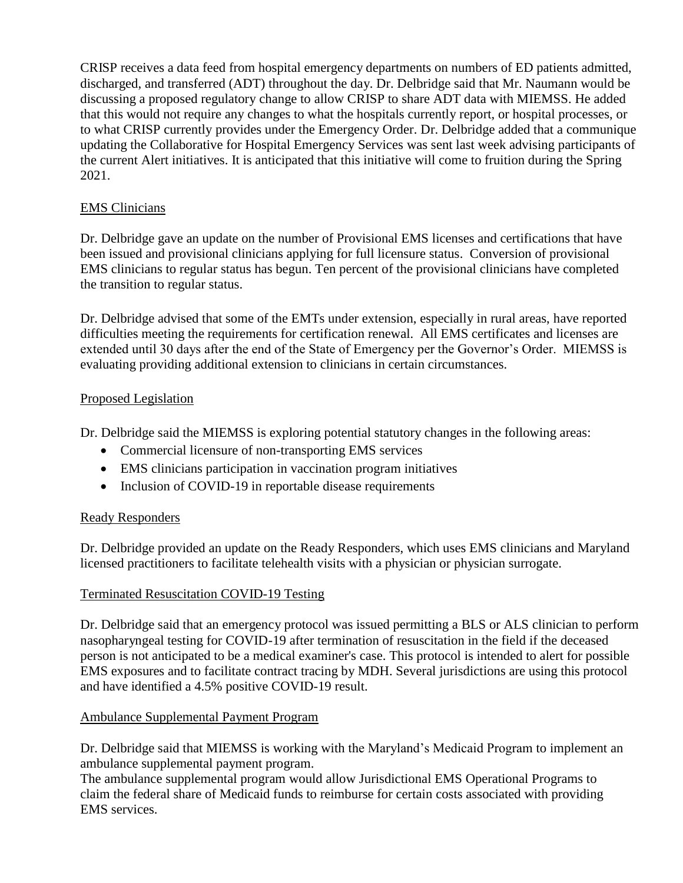CRISP receives a data feed from hospital emergency departments on numbers of ED patients admitted, discharged, and transferred (ADT) throughout the day. Dr. Delbridge said that Mr. Naumann would be discussing a proposed regulatory change to allow CRISP to share ADT data with MIEMSS. He added that this would not require any changes to what the hospitals currently report, or hospital processes, or to what CRISP currently provides under the Emergency Order. Dr. Delbridge added that a communique updating the Collaborative for Hospital Emergency Services was sent last week advising participants of the current Alert initiatives. It is anticipated that this initiative will come to fruition during the Spring 2021.

## EMS Clinicians

Dr. Delbridge gave an update on the number of Provisional EMS licenses and certifications that have been issued and provisional clinicians applying for full licensure status. Conversion of provisional EMS clinicians to regular status has begun. Ten percent of the provisional clinicians have completed the transition to regular status.

Dr. Delbridge advised that some of the EMTs under extension, especially in rural areas, have reported difficulties meeting the requirements for certification renewal. All EMS certificates and licenses are extended until 30 days after the end of the State of Emergency per the Governor's Order. MIEMSS is evaluating providing additional extension to clinicians in certain circumstances.

## Proposed Legislation

Dr. Delbridge said the MIEMSS is exploring potential statutory changes in the following areas:

- Commercial licensure of non-transporting EMS services
- EMS clinicians participation in vaccination program initiatives
- Inclusion of COVID-19 in reportable disease requirements

## Ready Responders

Dr. Delbridge provided an update on the Ready Responders, which uses EMS clinicians and Maryland licensed practitioners to facilitate telehealth visits with a physician or physician surrogate.

## Terminated Resuscitation COVID-19 Testing

Dr. Delbridge said that an emergency protocol was issued permitting a BLS or ALS clinician to perform nasopharyngeal testing for COVID-19 after termination of resuscitation in the field if the deceased person is not anticipated to be a medical examiner's case. This protocol is intended to alert for possible EMS exposures and to facilitate contract tracing by MDH. Several jurisdictions are using this protocol and have identified a 4.5% positive COVID-19 result.

## Ambulance Supplemental Payment Program

Dr. Delbridge said that MIEMSS is working with the Maryland's Medicaid Program to implement an ambulance supplemental payment program.
The ambulance supplemental program would allow Jurisdictional EMS Operational Programs to claim the federal share of Medicaid funds to reimburse for certain costs associated with providing EMS services.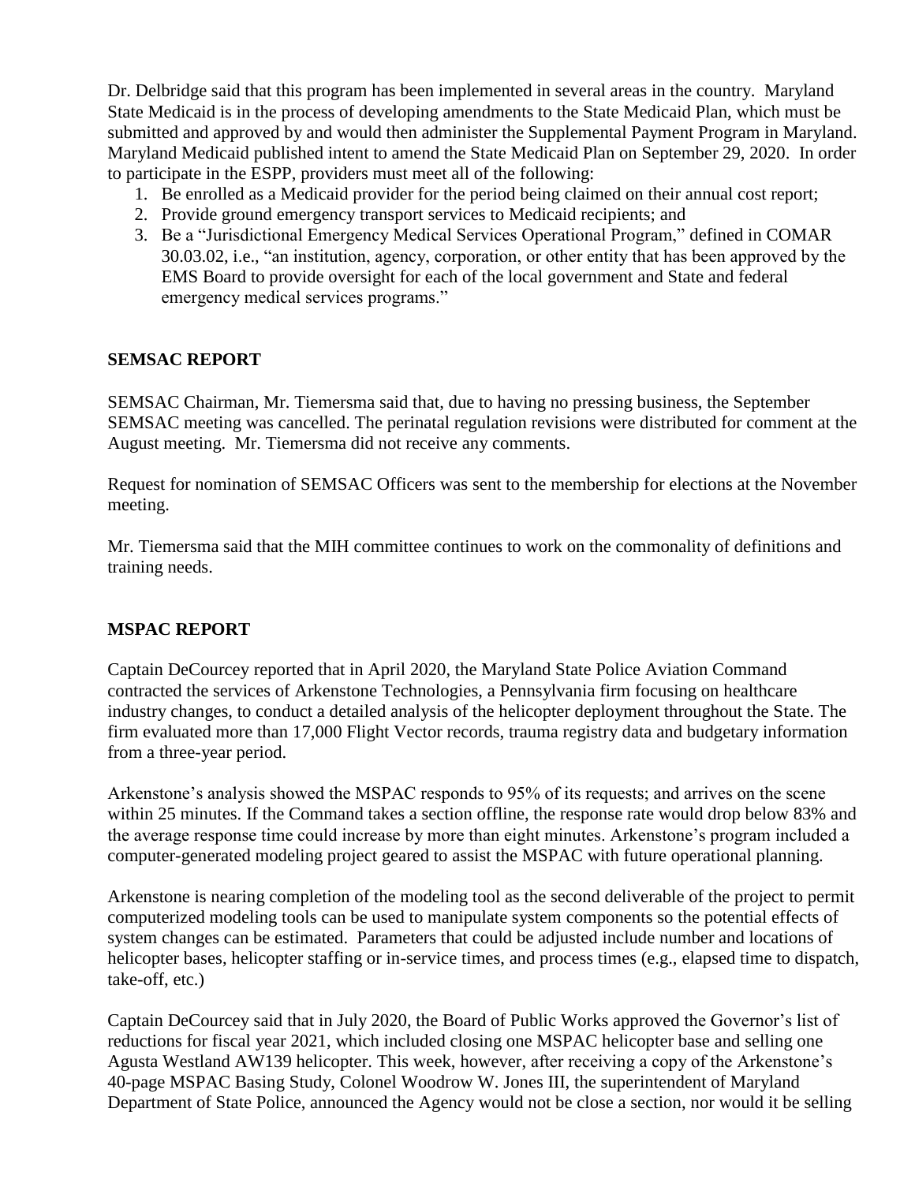Dr. Delbridge said that this program has been implemented in several areas in the country. Maryland State Medicaid is in the process of developing amendments to the State Medicaid Plan, which must be submitted and approved by and would then administer the Supplemental Payment Program in Maryland. Maryland Medicaid published intent to amend the State Medicaid Plan on September 29, 2020. In order to participate in the ESPP, providers must meet all of the following:

1. Be enrolled as a Medicaid provider for the period being claimed on their annual cost report;
2. Provide ground emergency transport services to Medicaid recipients; and
3. Be a "Jurisdictional Emergency Medical Services Operational Program," defined in COMAR 30.03.02, i.e., "an institution, agency, corporation, or other entity that has been approved by the EMS Board to provide oversight for each of the local government and State and federal emergency medical services programs."

**SEMSAC REPORT**

SEMSAC Chairman, Mr. Tiemersma said that, due to having no pressing business, the September SEMSAC meeting was cancelled. The perinatal regulation revisions were distributed for comment at the August meeting. Mr. Tiemersma did not receive any comments.

Request for nomination of SEMSAC Officers was sent to the membership for elections at the November meeting.

Mr. Tiemersma said that the MIH committee continues to work on the commonality of definitions and training needs.

**MSPAC REPORT**

Captain DeCourcey reported that in April 2020, the Maryland State Police Aviation Command contracted the services of Arkenstone Technologies, a Pennsylvania firm focusing on healthcare industry changes, to conduct a detailed analysis of the helicopter deployment throughout the State. The firm evaluated more than 17,000 Flight Vector records, trauma registry data and budgetary information from a three-year period.

Arkenstone's analysis showed the MSPAC responds to 95% of its requests; and arrives on the scene within 25 minutes. If the Command takes a section offline, the response rate would drop below 83% and the average response time could increase by more than eight minutes. Arkenstone's program included a computer-generated modeling project geared to assist the MSPAC with future operational planning.

Arkenstone is nearing completion of the modeling tool as the second deliverable of the project to permit computerized modeling tools can be used to manipulate system components so the potential effects of system changes can be estimated. Parameters that could be adjusted include number and locations of helicopter bases, helicopter staffing or in-service times, and process times (e.g., elapsed time to dispatch, take-off, etc.)

Captain DeCourcey said that in July 2020, the Board of Public Works approved the Governor's list of reductions for fiscal year 2021, which included closing one MSPAC helicopter base and selling one Agusta Westland AW139 helicopter. This week, however, after receiving a copy of the Arkenstone's 40-page MSPAC Basing Study, Colonel Woodrow W. Jones III, the superintendent of Maryland Department of State Police, announced the Agency would not be close a section, nor would it be selling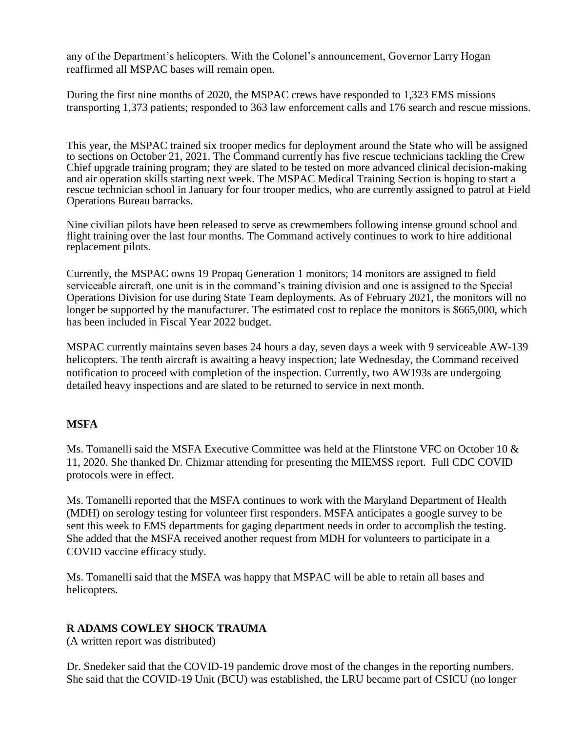any of the Department's helicopters. With the Colonel's announcement, Governor Larry Hogan reaffirmed all MSPAC bases will remain open.

During the first nine months of 2020, the MSPAC crews have responded to 1,323 EMS missions transporting 1,373 patients; responded to 363 law enforcement calls and 176 search and rescue missions.

This year, the MSPAC trained six trooper medics for deployment around the State who will be assigned to sections on October 21, 2021. The Command currently has five rescue technicians tackling the Crew Chief upgrade training program; they are slated to be tested on more advanced clinical decision-making and air operation skills starting next week. The MSPAC Medical Training Section is hoping to start a rescue technician school in January for four trooper medics, who are currently assigned to patrol at Field Operations Bureau barracks.

Nine civilian pilots have been released to serve as crewmembers following intense ground school and flight training over the last four months. The Command actively continues to work to hire additional replacement pilots.

Currently, the MSPAC owns 19 Propaq Generation 1 monitors; 14 monitors are assigned to field serviceable aircraft, one unit is in the command's training division and one is assigned to the Special Operations Division for use during State Team deployments. As of February 2021, the monitors will no longer be supported by the manufacturer. The estimated cost to replace the monitors is $665,000, which has been included in Fiscal Year 2022 budget.

MSPAC currently maintains seven bases 24 hours a day, seven days a week with 9 serviceable AW-139 helicopters. The tenth aircraft is awaiting a heavy inspection; late Wednesday, the Command received notification to proceed with completion of the inspection. Currently, two AW193s are undergoing detailed heavy inspections and are slated to be returned to service in next month.

**MSFA**

Ms. Tomanelli said the MSFA Executive Committee was held at the Flintstone VFC on October 10 & 11, 2020. She thanked Dr. Chizmar attending for presenting the MIEMSS report. Full CDC COVID protocols were in effect.

Ms. Tomanelli reported that the MSFA continues to work with the Maryland Department of Health (MDH) on serology testing for volunteer first responders. MSFA anticipates a google survey to be sent this week to EMS departments for gaging department needs in order to accomplish the testing. She added that the MSFA received another request from MDH for volunteers to participate in a COVID vaccine efficacy study.

Ms. Tomanelli said that the MSFA was happy that MSPAC will be able to retain all bases and helicopters.

**R ADAMS COWLEY SHOCK TRAUMA**

(A written report was distributed)

Dr. Snedeker said that the COVID-19 pandemic drove most of the changes in the reporting numbers. She said that the COVID-19 Unit (BCU) was established, the LRU became part of CSICU (no longer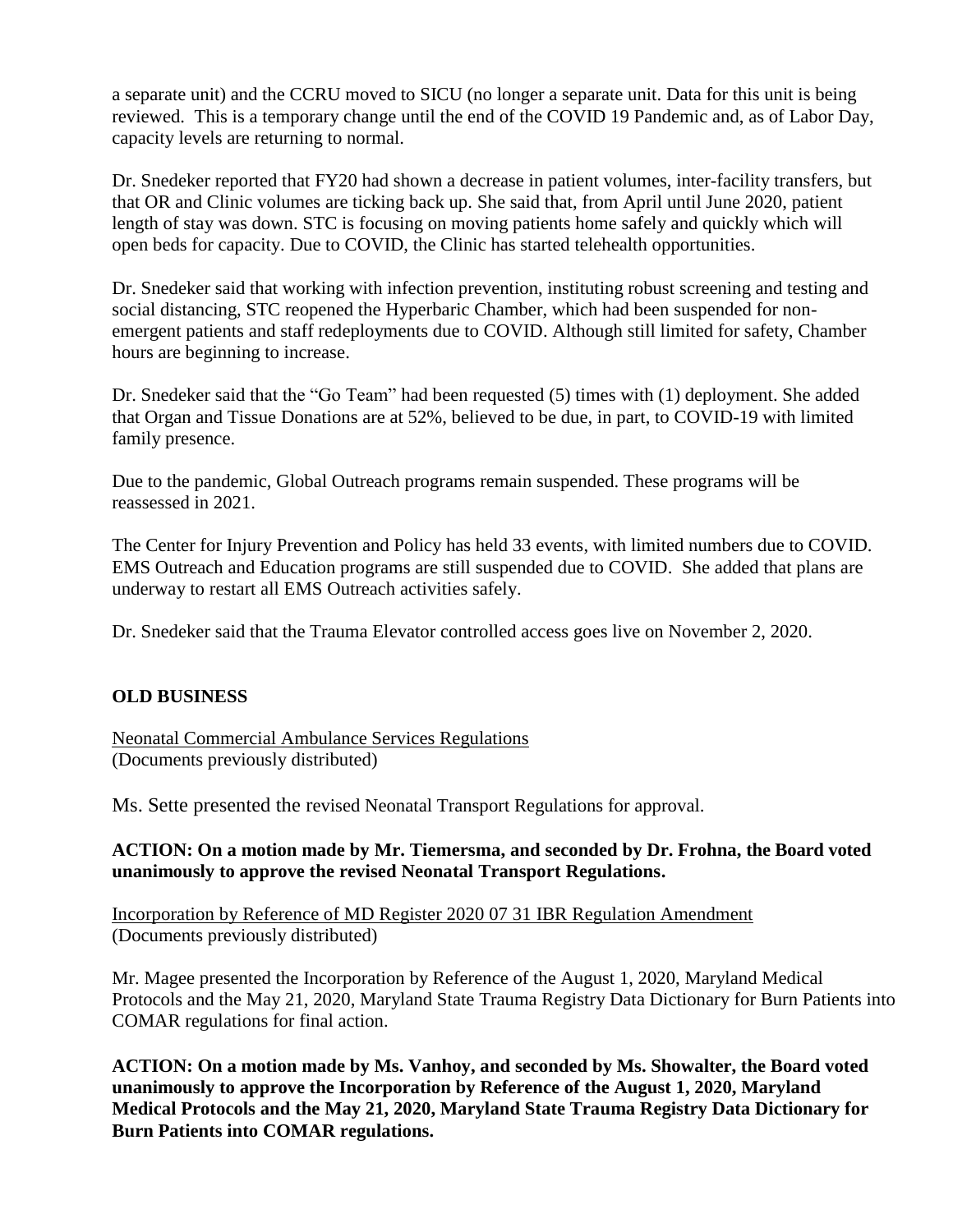a separate unit) and the CCRU moved to SICU (no longer a separate unit. Data for this unit is being reviewed. This is a temporary change until the end of the COVID 19 Pandemic and, as of Labor Day, capacity levels are returning to normal.

Dr. Snedeker reported that FY20 had shown a decrease in patient volumes, inter-facility transfers, but that OR and Clinic volumes are ticking back up. She said that, from April until June 2020, patient length of stay was down. STC is focusing on moving patients home safely and quickly which will open beds for capacity. Due to COVID, the Clinic has started telehealth opportunities.

Dr. Snedeker said that working with infection prevention, instituting robust screening and testing and social distancing, STC reopened the Hyperbaric Chamber, which had been suspended for non-emergent patients and staff redeployments due to COVID. Although still limited for safety, Chamber hours are beginning to increase.

Dr. Snedeker said that the "Go Team" had been requested (5) times with (1) deployment. She added that Organ and Tissue Donations are at 52%, believed to be due, in part, to COVID-19 with limited family presence.

Due to the pandemic, Global Outreach programs remain suspended. These programs will be reassessed in 2021.

The Center for Injury Prevention and Policy has held 33 events, with limited numbers due to COVID. EMS Outreach and Education programs are still suspended due to COVID. She added that plans are underway to restart all EMS Outreach activities safely.

Dr. Snedeker said that the Trauma Elevator controlled access goes live on November 2, 2020.

## OLD BUSINESS

Neonatal Commercial Ambulance Services Regulations
(Documents previously distributed)

Ms. Sette presented the revised Neonatal Transport Regulations for approval.

**ACTION: On a motion made by Mr. Tiemersma, and seconded by Dr. Frohna, the Board voted unanimously to approve the revised Neonatal Transport Regulations.**

Incorporation by Reference of MD Register 2020 07 31 IBR Regulation Amendment
(Documents previously distributed)

Mr. Magee presented the Incorporation by Reference of the August 1, 2020, Maryland Medical Protocols and the May 21, 2020, Maryland State Trauma Registry Data Dictionary for Burn Patients into COMAR regulations for final action.

**ACTION: On a motion made by Ms. Vanhoy, and seconded by Ms. Showalter, the Board voted unanimously to approve the Incorporation by Reference of the August 1, 2020, Maryland Medical Protocols and the May 21, 2020, Maryland State Trauma Registry Data Dictionary for Burn Patients into COMAR regulations.**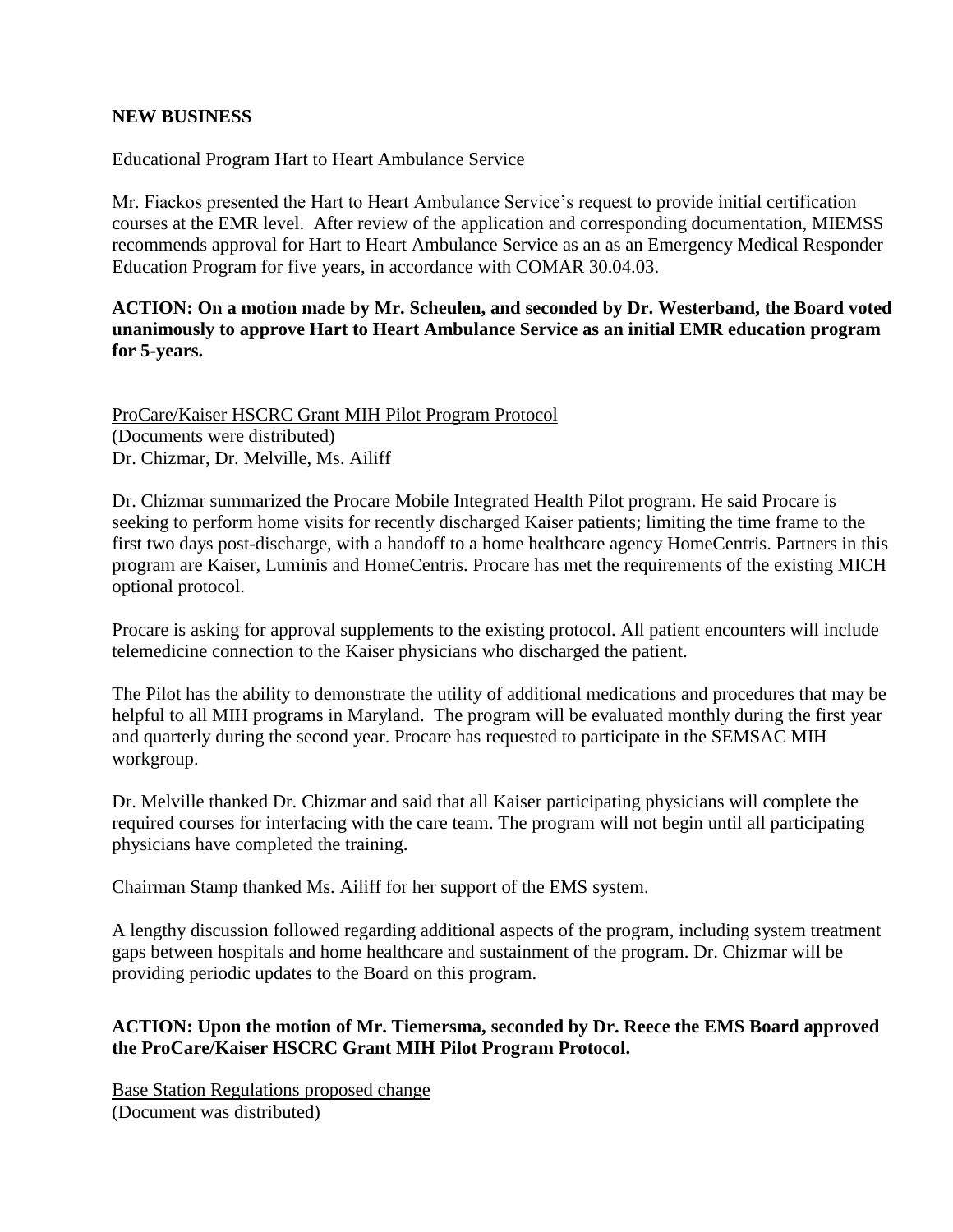**NEW BUSINESS**

Educational Program Hart to Heart Ambulance Service

Mr. Fiackos presented the Hart to Heart Ambulance Service's request to provide initial certification courses at the EMR level. After review of the application and corresponding documentation, MIEMSS recommends approval for Hart to Heart Ambulance Service as an as an Emergency Medical Responder Education Program for five years, in accordance with COMAR 30.04.03.

**ACTION: On a motion made by Mr. Scheulen, and seconded by Dr. Westerband, the Board voted unanimously to approve Hart to Heart Ambulance Service as an initial EMR education program for 5-years.**

ProCare/Kaiser HSCRC Grant MIH Pilot Program Protocol
(Documents were distributed)
Dr. Chizmar, Dr. Melville, Ms. Ailiff

Dr. Chizmar summarized the Procare Mobile Integrated Health Pilot program. He said Procare is seeking to perform home visits for recently discharged Kaiser patients; limiting the time frame to the first two days post-discharge, with a handoff to a home healthcare agency HomeCentris. Partners in this program are Kaiser, Luminis and HomeCentris. Procare has met the requirements of the existing MICH optional protocol.

Procare is asking for approval supplements to the existing protocol. All patient encounters will include telemedicine connection to the Kaiser physicians who discharged the patient.

The Pilot has the ability to demonstrate the utility of additional medications and procedures that may be helpful to all MIH programs in Maryland. The program will be evaluated monthly during the first year and quarterly during the second year. Procare has requested to participate in the SEMSAC MIH workgroup.

Dr. Melville thanked Dr. Chizmar and said that all Kaiser participating physicians will complete the required courses for interfacing with the care team. The program will not begin until all participating physicians have completed the training.

Chairman Stamp thanked Ms. Ailiff for her support of the EMS system.

A lengthy discussion followed regarding additional aspects of the program, including system treatment gaps between hospitals and home healthcare and sustainment of the program. Dr. Chizmar will be providing periodic updates to the Board on this program.

**ACTION: Upon the motion of Mr. Tiemersma, seconded by Dr. Reece the EMS Board approved the ProCare/Kaiser HSCRC Grant MIH Pilot Program Protocol.**

Base Station Regulations proposed change
(Document was distributed)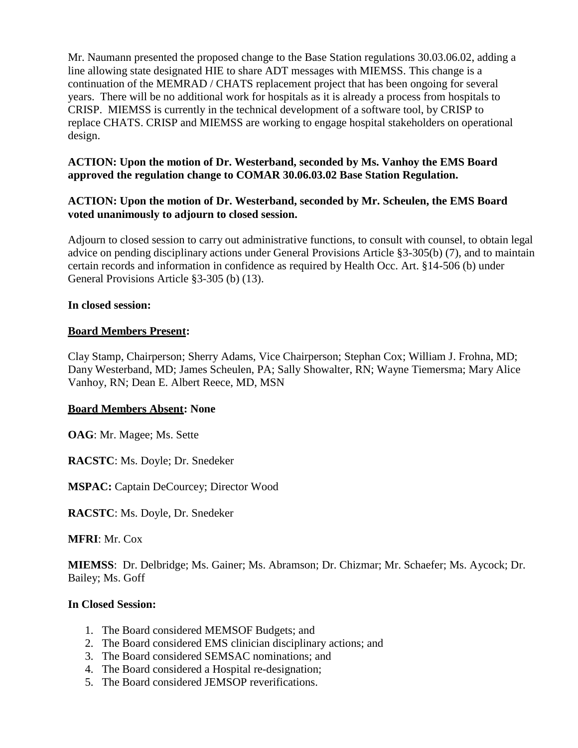Mr. Naumann presented the proposed change to the Base Station regulations 30.03.06.02, adding a line allowing state designated HIE to share ADT messages with MIEMSS. This change is a continuation of the MEMRAD / CHATS replacement project that has been ongoing for several years. There will be no additional work for hospitals as it is already a process from hospitals to CRISP. MIEMSS is currently in the technical development of a software tool, by CRISP to replace CHATS. CRISP and MIEMSS are working to engage hospital stakeholders on operational design.

**ACTION: Upon the motion of Dr. Westerband, seconded by Ms. Vanhoy the EMS Board approved the regulation change to COMAR 30.06.03.02 Base Station Regulation.**

**ACTION: Upon the motion of Dr. Westerband, seconded by Mr. Scheulen, the EMS Board voted unanimously to adjourn to closed session.**

Adjourn to closed session to carry out administrative functions, to consult with counsel, to obtain legal advice on pending disciplinary actions under General Provisions Article §3-305(b) (7), and to maintain certain records and information in confidence as required by Health Occ. Art. §14-506 (b) under General Provisions Article §3-305 (b) (13).

**In closed session:**

**Board Members Present:**

Clay Stamp, Chairperson; Sherry Adams, Vice Chairperson; Stephan Cox; William J. Frohna, MD; Dany Westerband, MD; James Scheulen, PA; Sally Showalter, RN; Wayne Tiemersma; Mary Alice Vanhoy, RN; Dean E. Albert Reece, MD, MSN

**Board Members Absent: None**

**OAG**: Mr. Magee; Ms. Sette

**RACSTC**: Ms. Doyle; Dr. Snedeker

**MSPAC:** Captain DeCourcey; Director Wood

**RACSTC**: Ms. Doyle, Dr. Snedeker

**MFRI**: Mr. Cox

**MIEMSS**: Dr. Delbridge; Ms. Gainer; Ms. Abramson; Dr. Chizmar; Mr. Schaefer; Ms. Aycock; Dr. Bailey; Ms. Goff

**In Closed Session:**

1. The Board considered MEMSOF Budgets; and
2. The Board considered EMS clinician disciplinary actions; and
3. The Board considered SEMSAC nominations; and
4. The Board considered a Hospital re-designation;
5. The Board considered JEMSOP reverifications.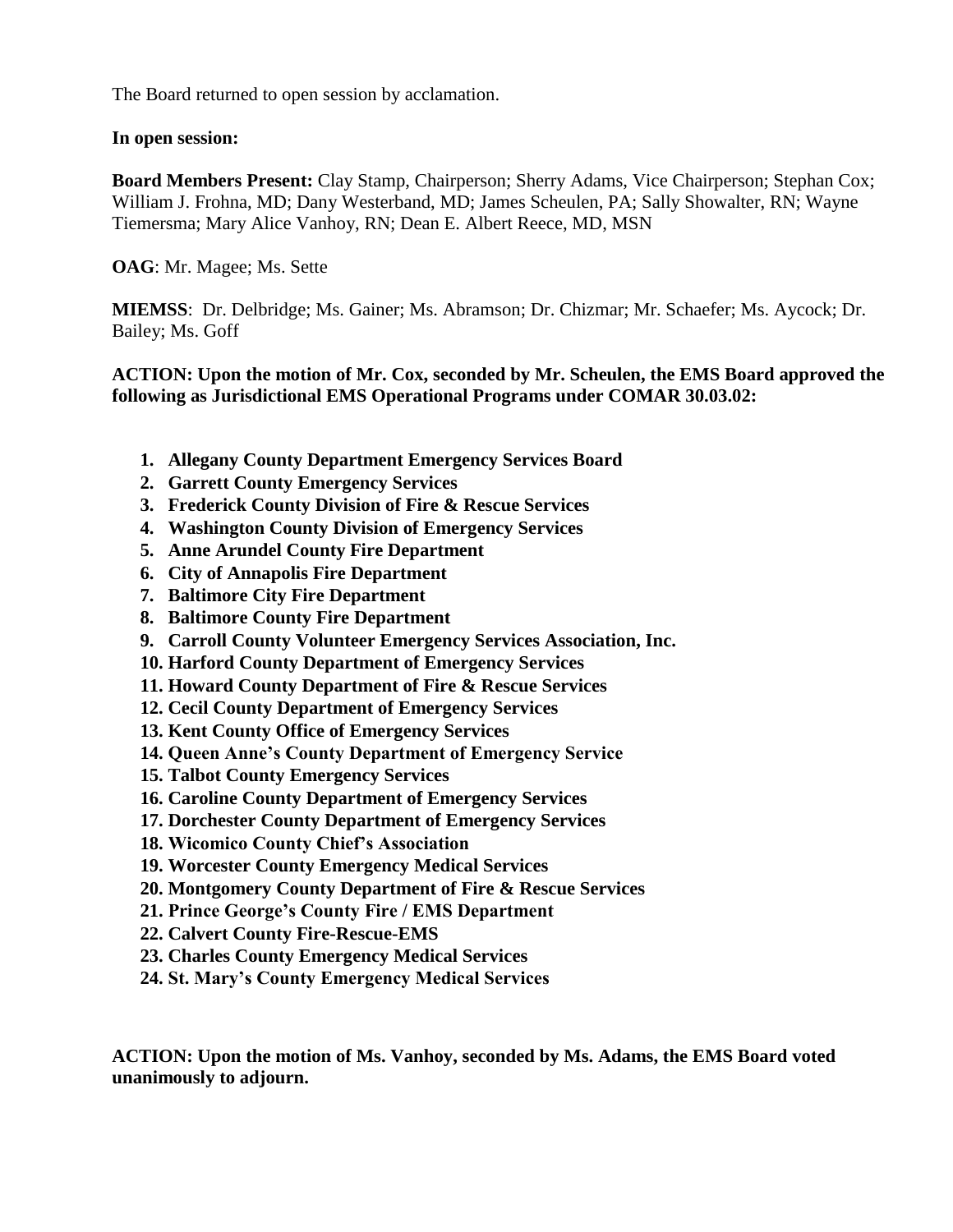The Board returned to open session by acclamation.

**In open session:**

**Board Members Present:** Clay Stamp, Chairperson; Sherry Adams, Vice Chairperson; Stephan Cox; William J. Frohna, MD; Dany Westerband, MD; James Scheulen, PA; Sally Showalter, RN; Wayne Tiemersma; Mary Alice Vanhoy, RN; Dean E. Albert Reece, MD, MSN

**OAG**: Mr. Magee; Ms. Sette

**MIEMSS**: Dr. Delbridge; Ms. Gainer; Ms. Abramson; Dr. Chizmar; Mr. Schaefer; Ms. Aycock; Dr. Bailey; Ms. Goff

**ACTION: Upon the motion of Mr. Cox, seconded by Mr. Scheulen, the EMS Board approved the following as Jurisdictional EMS Operational Programs under COMAR 30.03.02:**

1. **Allegany County Department Emergency Services Board**
2. **Garrett County Emergency Services**
3. **Frederick County Division of Fire & Rescue Services**
4. **Washington County Division of Emergency Services**
5. **Anne Arundel County Fire Department**
6. **City of Annapolis Fire Department**
7. **Baltimore City Fire Department**
8. **Baltimore County Fire Department**
9. **Carroll County Volunteer Emergency Services Association, Inc.**
10. **Harford County Department of Emergency Services**
11. **Howard County Department of Fire & Rescue Services**
12. **Cecil County Department of Emergency Services**
13. **Kent County Office of Emergency Services**
14. **Queen Anne's County Department of Emergency Service**
15. **Talbot County Emergency Services**
16. **Caroline County Department of Emergency Services**
17. **Dorchester County Department of Emergency Services**
18. **Wicomico County Chief's Association**
19. **Worcester County Emergency Medical Services**
20. **Montgomery County Department of Fire & Rescue Services**
21. **Prince George's County Fire / EMS Department**
22. **Calvert County Fire-Rescue-EMS**
23. **Charles County Emergency Medical Services**
24. **St. Mary's County Emergency Medical Services**

**ACTION: Upon the motion of Ms. Vanhoy, seconded by Ms. Adams, the EMS Board voted unanimously to adjourn.**